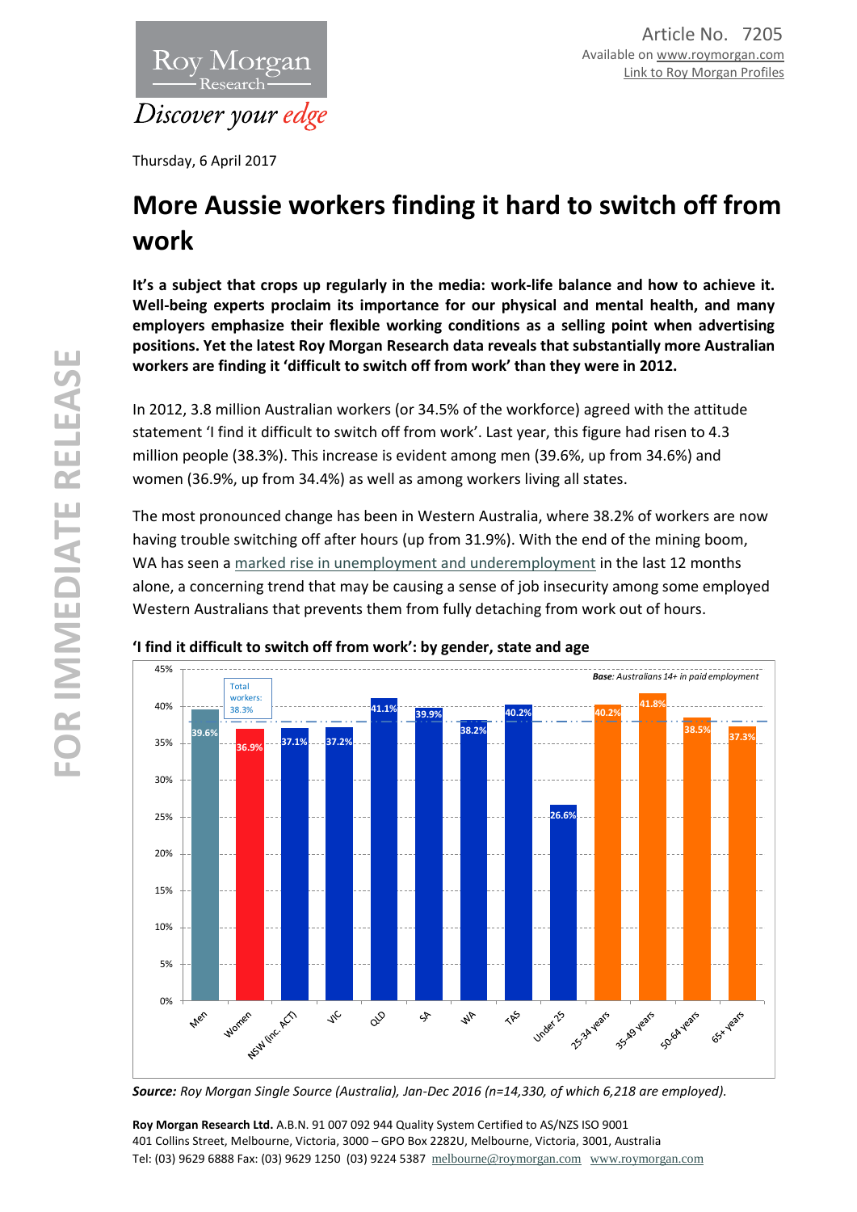Article No. 7205
Available on www.roymorgan.com
Link to Roy Morgan Profiles

Thursday, 6 April 2017

# More Aussie workers finding it hard to switch off from work

**It's a subject that crops up regularly in the media: work-life balance and how to achieve it. Well-being experts proclaim its importance for our physical and mental health, and many employers emphasize their flexible working conditions as a selling point when advertising positions. Yet the latest Roy Morgan Research data reveals that substantially more Australian workers are finding it 'difficult to switch off from work' than they were in 2012.**

In 2012, 3.8 million Australian workers (or 34.5% of the workforce) agreed with the attitude statement 'I find it difficult to switch off from work'. Last year, this figure had risen to 4.3 million people (38.3%). This increase is evident among men (39.6%, up from 34.6%) and women (36.9%, up from 34.4%) as well as among workers living all states.

The most pronounced change has been in Western Australia, where 38.2% of workers are now having trouble switching off after hours (up from 31.9%). With the end of the mining boom, WA has seen a marked rise in unemployment and underemployment in the last 12 months alone, a concerning trend that may be causing a sense of job insecurity among some employed Western Australians that prevents them from fully detaching from work out of hours.

**'I find it difficult to switch off from work': by gender, state and age**

*Base: Australians 14+ in paid employment*

Total workers: 38.3%

| Group | % |
|---|---|
| Men | 39.6% |
| Women | 36.9% |
| NSW (inc. ACT) | 37.1% |
| VIC | 37.2% |
| QLD | 41.1% |
| SA | 39.9% |
| WA | 38.2% |
| TAS | 40.2% |
| Under 25 | 26.6% |
| 25-34 years | 40.2% |
| 35-49 years | 41.8% |
| 50-64 years | 38.5% |
| 65+ years | 37.3% |

**Source:** *Roy Morgan Single Source (Australia), Jan-Dec 2016 (n=14,330, of which 6,218 are employed).*

**Roy Morgan Research Ltd.** A.B.N. 91 007 092 944 Quality System Certified to AS/NZS ISO 9001
401 Collins Street, Melbourne, Victoria, 3000 – GPO Box 2282U, Melbourne, Victoria, 3001, Australia
Tel: (03) 9629 6888 Fax: (03) 9629 1250 (03) 9224 5387 melbourne@roymorgan.com www.roymorgan.com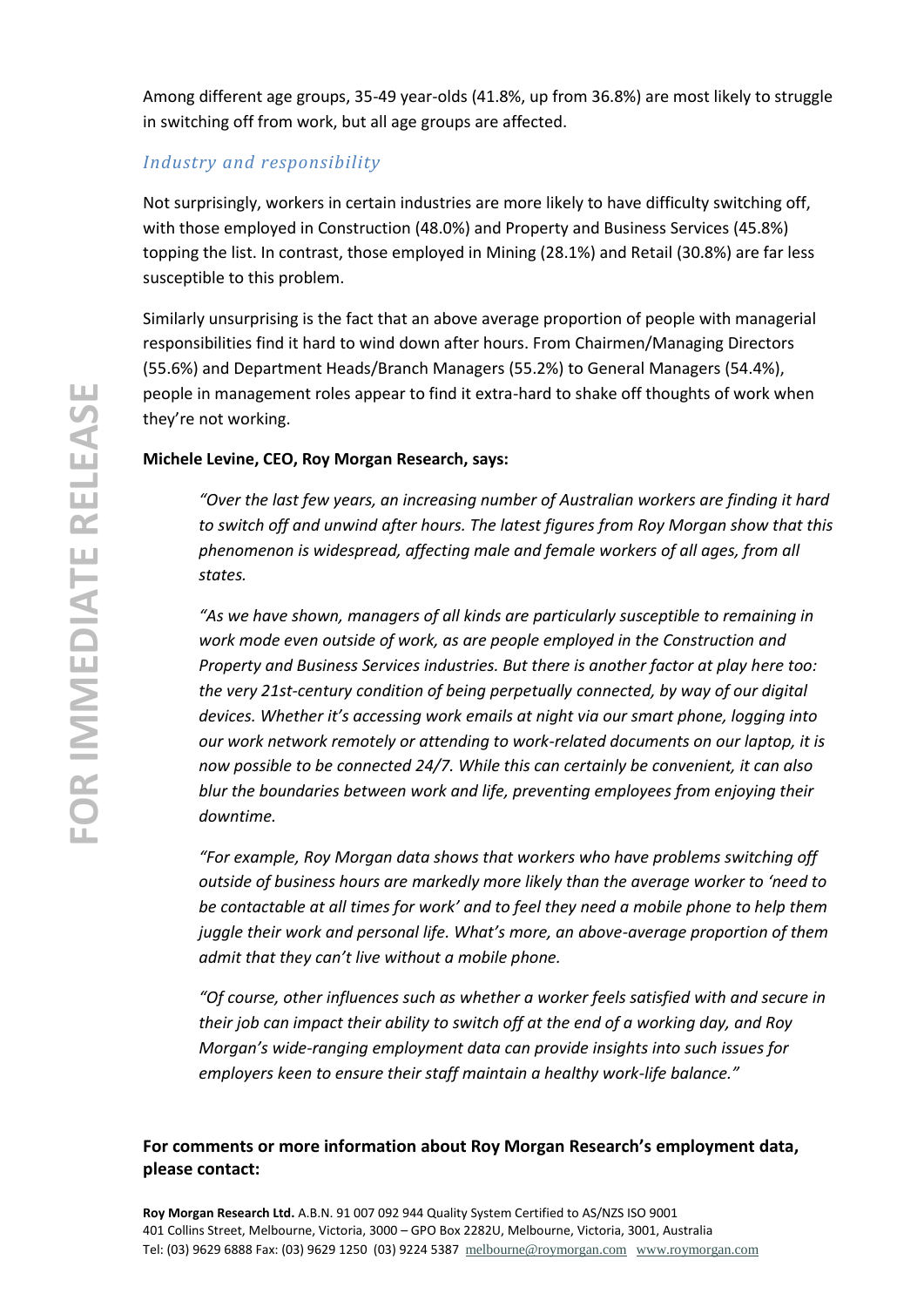Among different age groups, 35-49 year-olds (41.8%, up from 36.8%) are most likely to struggle in switching off from work, but all age groups are affected.

### *Industry and responsibility*

Not surprisingly, workers in certain industries are more likely to have difficulty switching off, with those employed in Construction (48.0%) and Property and Business Services (45.8%) topping the list. In contrast, those employed in Mining (28.1%) and Retail (30.8%) are far less susceptible to this problem.

Similarly unsurprising is the fact that an above average proportion of people with managerial responsibilities find it hard to wind down after hours. From Chairmen/Managing Directors (55.6%) and Department Heads/Branch Managers (55.2%) to General Managers (54.4%), people in management roles appear to find it extra-hard to shake off thoughts of work when they're not working.

**Michele Levine, CEO, Roy Morgan Research, says:**

> *"Over the last few years, an increasing number of Australian workers are finding it hard to switch off and unwind after hours. The latest figures from Roy Morgan show that this phenomenon is widespread, affecting male and female workers of all ages, from all states.*
>
> *"As we have shown, managers of all kinds are particularly susceptible to remaining in work mode even outside of work, as are people employed in the Construction and Property and Business Services industries. But there is another factor at play here too: the very 21st-century condition of being perpetually connected, by way of our digital devices. Whether it's accessing work emails at night via our smart phone, logging into our work network remotely or attending to work-related documents on our laptop, it is now possible to be connected 24/7. While this can certainly be convenient, it can also blur the boundaries between work and life, preventing employees from enjoying their downtime.*
>
> *"For example, Roy Morgan data shows that workers who have problems switching off outside of business hours are markedly more likely than the average worker to 'need to be contactable at all times for work' and to feel they need a mobile phone to help them juggle their work and personal life. What's more, an above-average proportion of them admit that they can't live without a mobile phone.*
>
> *"Of course, other influences such as whether a worker feels satisfied with and secure in their job can impact their ability to switch off at the end of a working day, and Roy Morgan's wide-ranging employment data can provide insights into such issues for employers keen to ensure their staff maintain a healthy work-life balance."*

**For comments or more information about Roy Morgan Research's employment data, please contact:**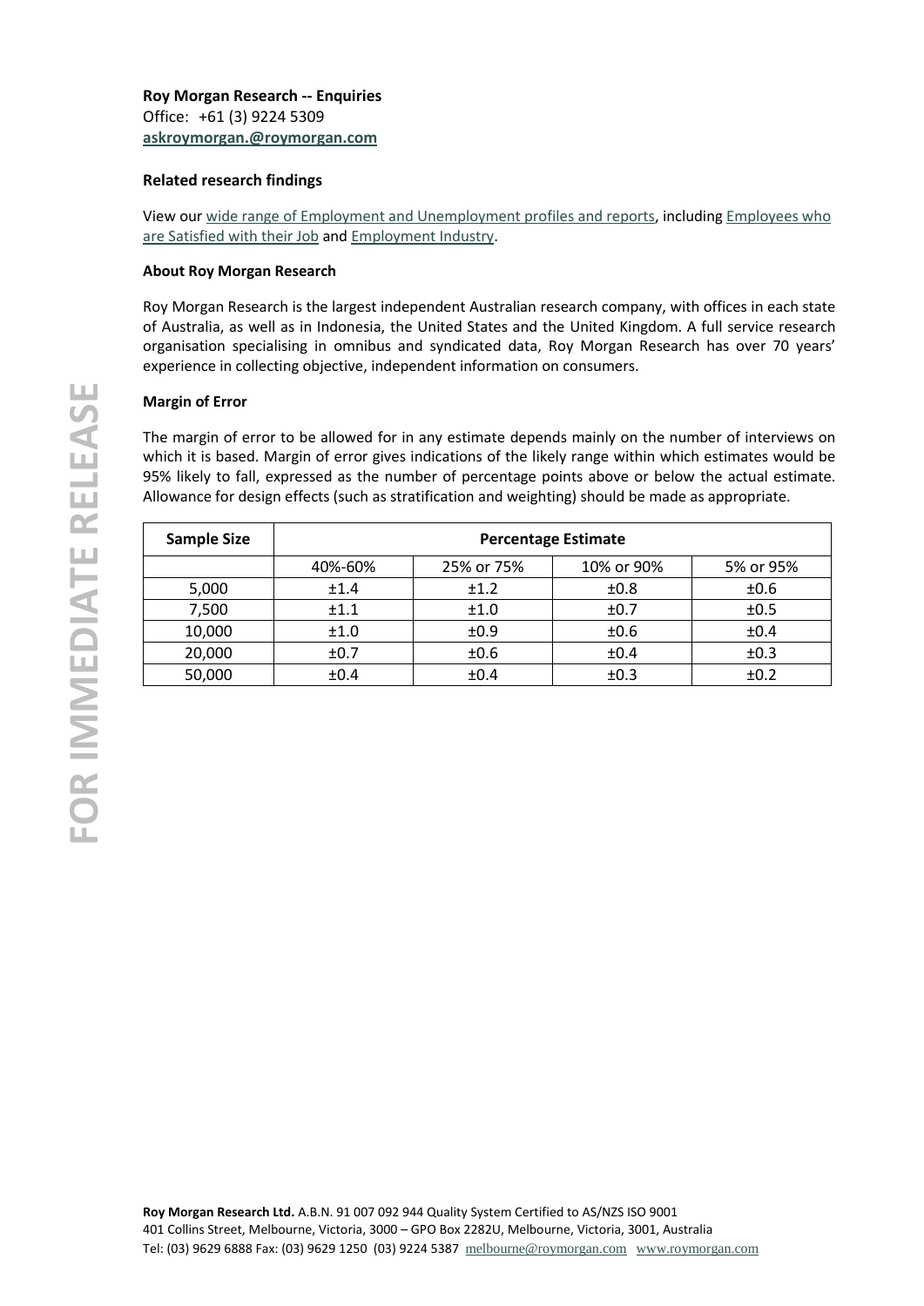**Roy Morgan Research -- Enquiries**
Office: +61 (3) 9224 5309
**askroymorgan.@roymorgan.com**

**Related research findings**

View our wide range of Employment and Unemployment profiles and reports, including Employees who are Satisfied with their Job and Employment Industry.

**About Roy Morgan Research**

Roy Morgan Research is the largest independent Australian research company, with offices in each state of Australia, as well as in Indonesia, the United States and the United Kingdom. A full service research organisation specialising in omnibus and syndicated data, Roy Morgan Research has over 70 years' experience in collecting objective, independent information on consumers.

**Margin of Error**

The margin of error to be allowed for in any estimate depends mainly on the number of interviews on which it is based. Margin of error gives indications of the likely range within which estimates would be 95% likely to fall, expressed as the number of percentage points above or below the actual estimate. Allowance for design effects (such as stratification and weighting) should be made as appropriate.

| Sample Size | Percentage Estimate | | | |
|---|---|---|---|---|
| | 40%-60% | 25% or 75% | 10% or 90% | 5% or 95% |
| 5,000 | ±1.4 | ±1.2 | ±0.8 | ±0.6 |
| 7,500 | ±1.1 | ±1.0 | ±0.7 | ±0.5 |
| 10,000 | ±1.0 | ±0.9 | ±0.6 | ±0.4 |
| 20,000 | ±0.7 | ±0.6 | ±0.4 | ±0.3 |
| 50,000 | ±0.4 | ±0.4 | ±0.3 | ±0.2 |

**Roy Morgan Research Ltd.** A.B.N. 91 007 092 944 Quality System Certified to AS/NZS ISO 9001
401 Collins Street, Melbourne, Victoria, 3000 – GPO Box 2282U, Melbourne, Victoria, 3001, Australia
Tel: (03) 9629 6888 Fax: (03) 9629 1250 (03) 9224 5387 melbourne@roymorgan.com www.roymorgan.com